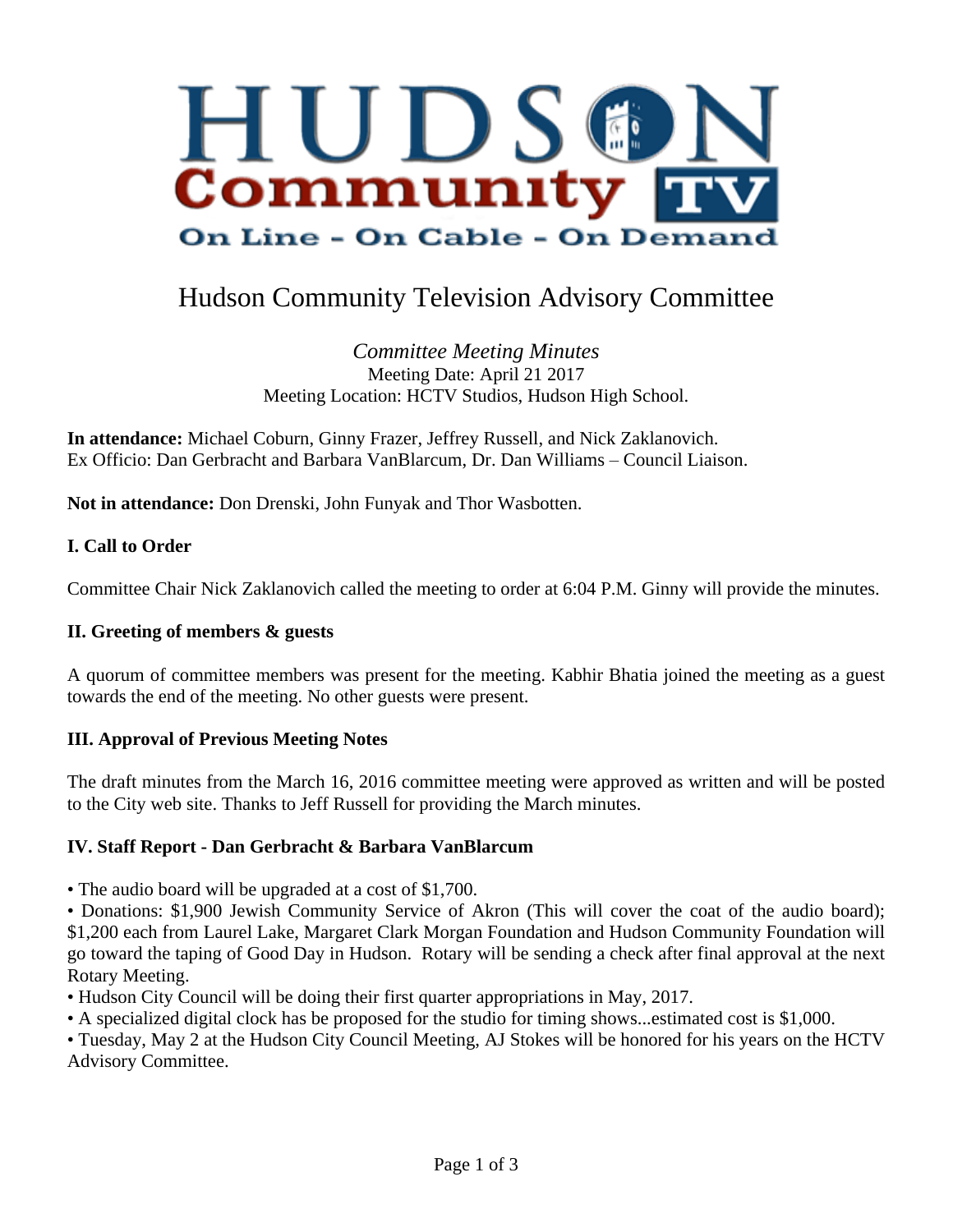# Hudson Community Television Advisory Committee

*Committee Meeting Minutes*
Meeting Date: April 21 2017
Meeting Location: HCTV Studios, Hudson High School.

**In attendance:** Michael Coburn, Ginny Frazer, Jeffrey Russell, and Nick Zaklanovich.
Ex Officio: Dan Gerbracht and Barbara VanBlarcum, Dr. Dan Williams – Council Liaison.

**Not in attendance:** Don Drenski, John Funyak and Thor Wasbotten.

### I. Call to Order

Committee Chair Nick Zaklanovich called the meeting to order at 6:04 P.M. Ginny will provide the minutes.

### II. Greeting of members & guests

A quorum of committee members was present for the meeting. Kabhir Bhatia joined the meeting as a guest towards the end of the meeting. No other guests were present.

### III. Approval of Previous Meeting Notes

The draft minutes from the March 16, 2016 committee meeting were approved as written and will be posted to the City web site. Thanks to Jeff Russell for providing the March minutes.

### IV. Staff Report - Dan Gerbracht & Barbara VanBlarcum

- The audio board will be upgraded at a cost of $1,700.
- Donations: $1,900 Jewish Community Service of Akron (This will cover the coat of the audio board); $1,200 each from Laurel Lake, Margaret Clark Morgan Foundation and Hudson Community Foundation will go toward the taping of Good Day in Hudson. Rotary will be sending a check after final approval at the next Rotary Meeting.
- Hudson City Council will be doing their first quarter appropriations in May, 2017.
- A specialized digital clock has be proposed for the studio for timing shows...estimated cost is $1,000.
- Tuesday, May 2 at the Hudson City Council Meeting, AJ Stokes will be honored for his years on the HCTV Advisory Committee.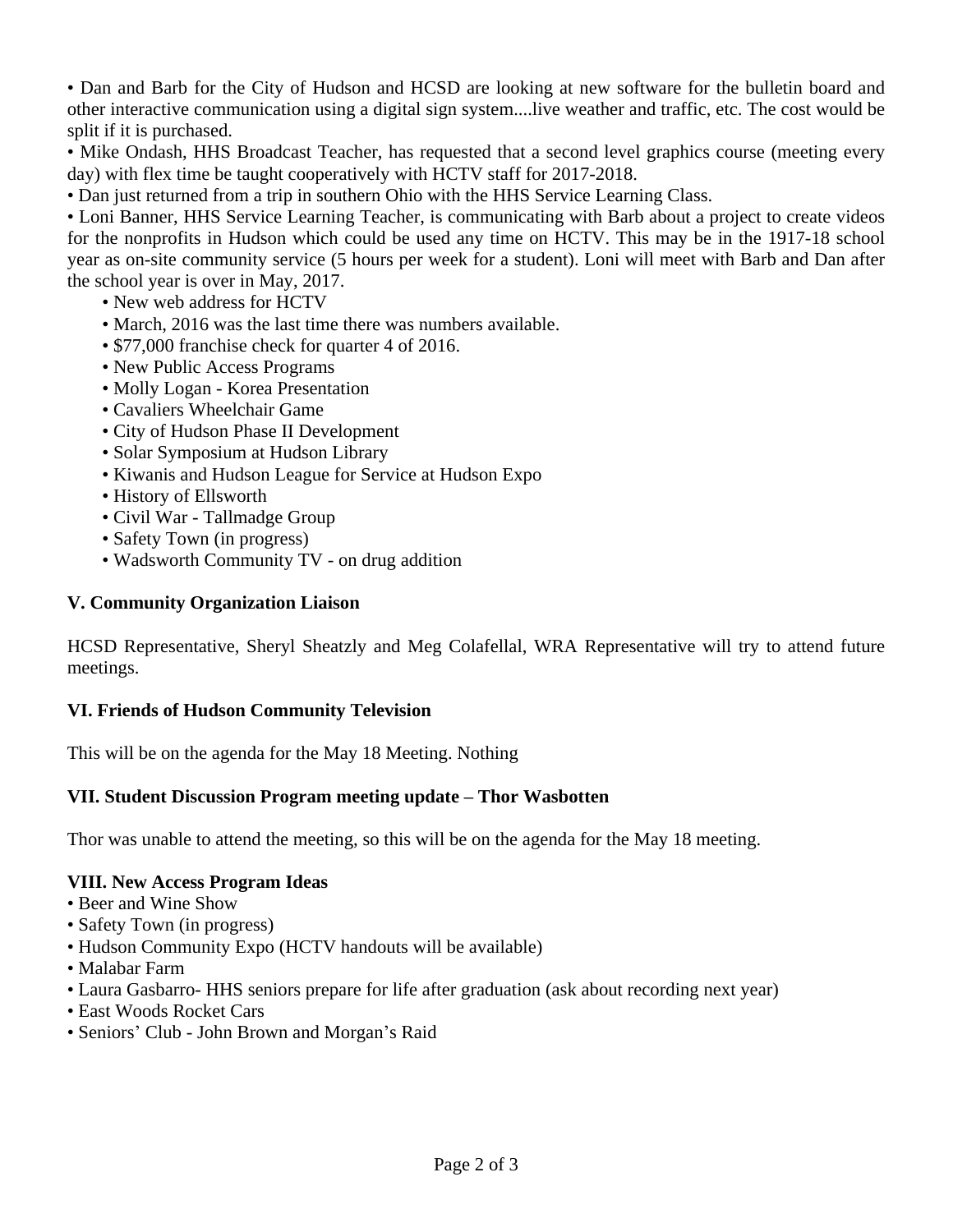- Dan and Barb for the City of Hudson and HCSD are looking at new software for the bulletin board and other interactive communication using a digital sign system....live weather and traffic, etc. The cost would be split if it is purchased.
- Mike Ondash, HHS Broadcast Teacher, has requested that a second level graphics course (meeting every day) with flex time be taught cooperatively with HCTV staff for 2017-2018.
- Dan just returned from a trip in southern Ohio with the HHS Service Learning Class.
- Loni Banner, HHS Service Learning Teacher, is communicating with Barb about a project to create videos for the nonprofits in Hudson which could be used any time on HCTV. This may be in the 1917-18 school year as on-site community service (5 hours per week for a student). Loni will meet with Barb and Dan after the school year is over in May, 2017.
    - New web address for HCTV
    - March, 2016 was the last time there was numbers available.
    - $77,000 franchise check for quarter 4 of 2016.
    - New Public Access Programs
    - Molly Logan - Korea Presentation
    - Cavaliers Wheelchair Game
    - City of Hudson Phase II Development
    - Solar Symposium at Hudson Library
    - Kiwanis and Hudson League for Service at Hudson Expo
    - History of Ellsworth
    - Civil War - Tallmadge Group
    - Safety Town (in progress)
    - Wadsworth Community TV - on drug addition

**V. Community Organization Liaison**

HCSD Representative, Sheryl Sheatzly and Meg Colafellal, WRA Representative will try to attend future meetings.

**VI. Friends of Hudson Community Television**

This will be on the agenda for the May 18 Meeting. Nothing

**VII. Student Discussion Program meeting update – Thor Wasbotten**

Thor was unable to attend the meeting, so this will be on the agenda for the May 18 meeting.

**VIII. New Access Program Ideas**

- Beer and Wine Show
- Safety Town (in progress)
- Hudson Community Expo (HCTV handouts will be available)
- Malabar Farm
- Laura Gasbarro- HHS seniors prepare for life after graduation (ask about recording next year)
- East Woods Rocket Cars
- Seniors' Club - John Brown and Morgan's Raid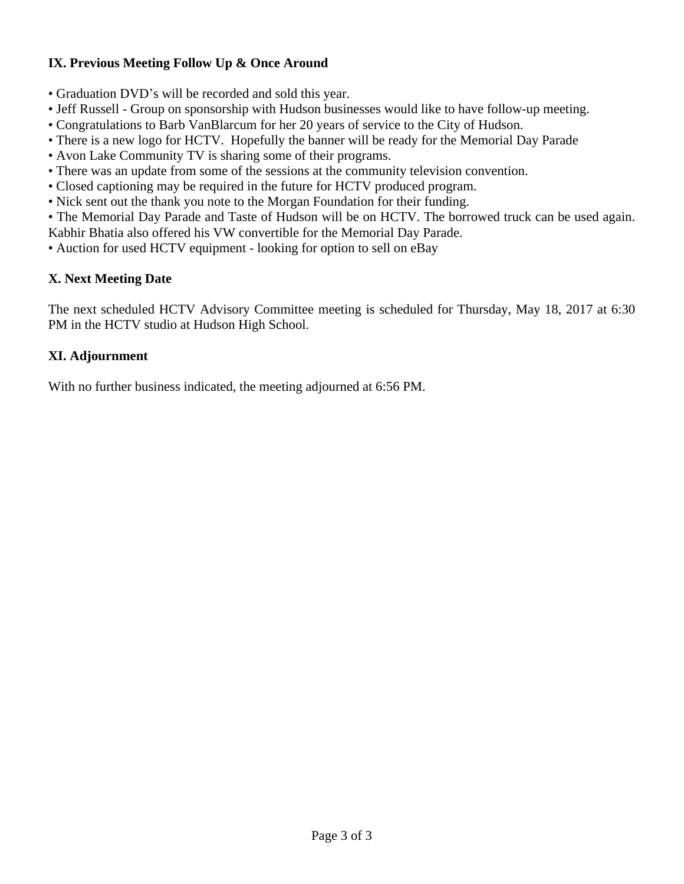**IX. Previous Meeting Follow Up & Once Around**

- Graduation DVD’s will be recorded and sold this year.
- Jeff Russell - Group on sponsorship with Hudson businesses would like to have follow-up meeting.
- Congratulations to Barb VanBlarcum for her 20 years of service to the City of Hudson.
- There is a new logo for HCTV. Hopefully the banner will be ready for the Memorial Day Parade
- Avon Lake Community TV is sharing some of their programs.
- There was an update from some of the sessions at the community television convention.
- Closed captioning may be required in the future for HCTV produced program.
- Nick sent out the thank you note to the Morgan Foundation for their funding.
- The Memorial Day Parade and Taste of Hudson will be on HCTV. The borrowed truck can be used again. Kabhir Bhatia also offered his VW convertible for the Memorial Day Parade.
- Auction for used HCTV equipment - looking for option to sell on eBay

**X. Next Meeting Date**

The next scheduled HCTV Advisory Committee meeting is scheduled for Thursday, May 18, 2017 at 6:30 PM in the HCTV studio at Hudson High School.

**XI. Adjournment**

With no further business indicated, the meeting adjourned at 6:56 PM.